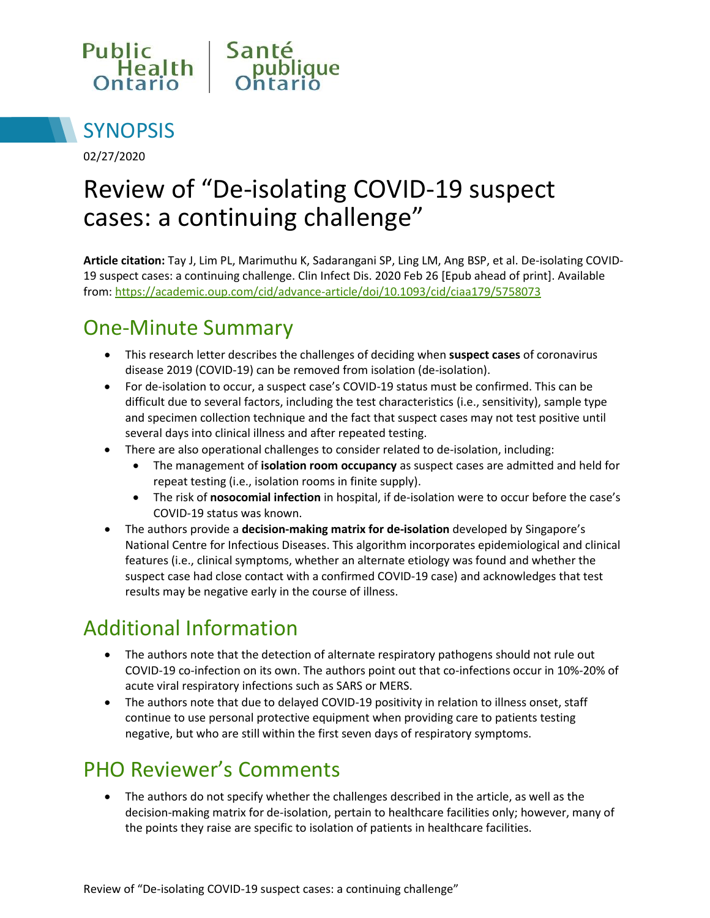Public Health Ontario | Santé publique Ontario

# SYNOPSIS

02/27/2020

# Review of "De-isolating COVID-19 suspect cases: a continuing challenge"

**Article citation:** Tay J, Lim PL, Marimuthu K, Sadarangani SP, Ling LM, Ang BSP, et al. De-isolating COVID-19 suspect cases: a continuing challenge. Clin Infect Dis. 2020 Feb 26 [Epub ahead of print]. Available from: https://academic.oup.com/cid/advance-article/doi/10.1093/cid/ciaa179/5758073

## One-Minute Summary

- This research letter describes the challenges of deciding when **suspect cases** of coronavirus disease 2019 (COVID-19) can be removed from isolation (de-isolation).
- For de-isolation to occur, a suspect case's COVID-19 status must be confirmed. This can be difficult due to several factors, including the test characteristics (i.e., sensitivity), sample type and specimen collection technique and the fact that suspect cases may not test positive until several days into clinical illness and after repeated testing.
- There are also operational challenges to consider related to de-isolation, including:
  - The management of **isolation room occupancy** as suspect cases are admitted and held for repeat testing (i.e., isolation rooms in finite supply).
  - The risk of **nosocomial infection** in hospital, if de-isolation were to occur before the case's COVID-19 status was known.
- The authors provide a **decision-making matrix for de-isolation** developed by Singapore's National Centre for Infectious Diseases. This algorithm incorporates epidemiological and clinical features (i.e., clinical symptoms, whether an alternate etiology was found and whether the suspect case had close contact with a confirmed COVID-19 case) and acknowledges that test results may be negative early in the course of illness.

## Additional Information

- The authors note that the detection of alternate respiratory pathogens should not rule out COVID-19 co-infection on its own. The authors point out that co-infections occur in 10%-20% of acute viral respiratory infections such as SARS or MERS.
- The authors note that due to delayed COVID-19 positivity in relation to illness onset, staff continue to use personal protective equipment when providing care to patients testing negative, but who are still within the first seven days of respiratory symptoms.

## PHO Reviewer's Comments

- The authors do not specify whether the challenges described in the article, as well as the decision-making matrix for de-isolation, pertain to healthcare facilities only; however, many of the points they raise are specific to isolation of patients in healthcare facilities.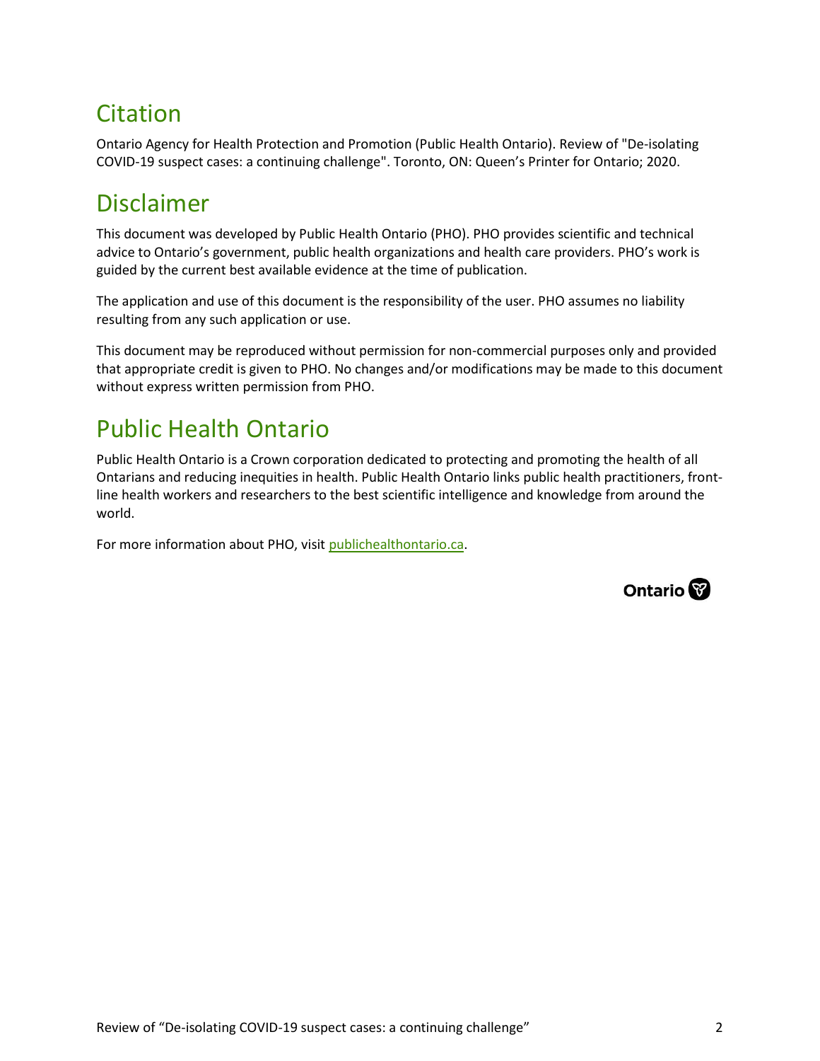## Citation

Ontario Agency for Health Protection and Promotion (Public Health Ontario). Review of "De-isolating COVID-19 suspect cases: a continuing challenge". Toronto, ON: Queen's Printer for Ontario; 2020.

## Disclaimer

This document was developed by Public Health Ontario (PHO). PHO provides scientific and technical advice to Ontario's government, public health organizations and health care providers. PHO's work is guided by the current best available evidence at the time of publication.

The application and use of this document is the responsibility of the user. PHO assumes no liability resulting from any such application or use.

This document may be reproduced without permission for non-commercial purposes only and provided that appropriate credit is given to PHO. No changes and/or modifications may be made to this document without express written permission from PHO.

## Public Health Ontario

Public Health Ontario is a Crown corporation dedicated to protecting and promoting the health of all Ontarians and reducing inequities in health. Public Health Ontario links public health practitioners, front-line health workers and researchers to the best scientific intelligence and knowledge from around the world.

For more information about PHO, visit publichealthontario.ca.

Ontario